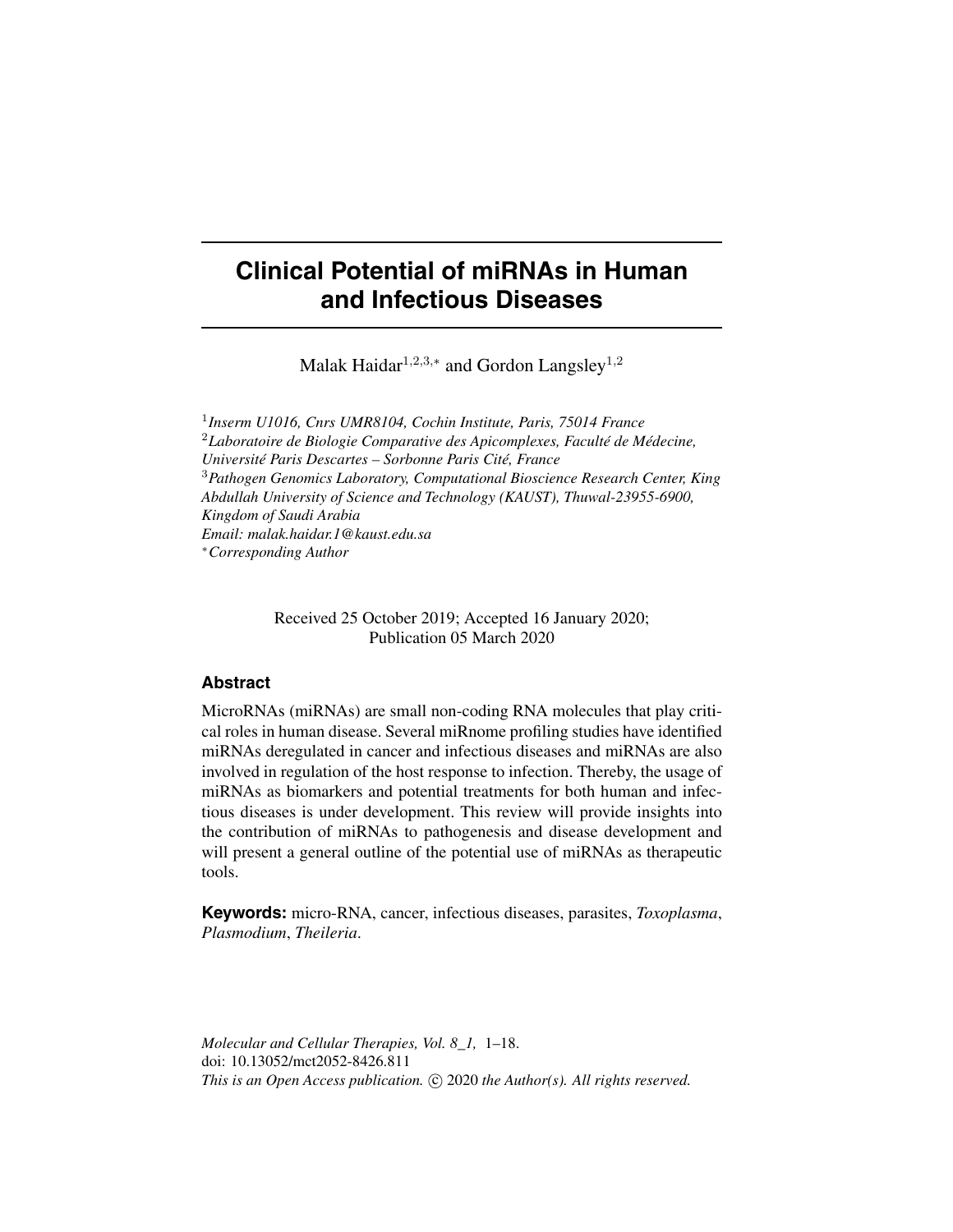# Clinical Potential of miRNAs in Human and Infectious Diseases

Malak Haidar[1,2,3,*] and Gordon Langsley[1,2]

[1]*Inserm U1016, Cnrs UMR8104, Cochin Institute, Paris, 75014 France*
[2]*Laboratoire de Biologie Comparative des Apicomplexes, Faculté de Médecine, Université Paris Descartes – Sorbonne Paris Cité, France*
[3]*Pathogen Genomics Laboratory, Computational Bioscience Research Center, King Abdullah University of Science and Technology (KAUST), Thuwal-23955-6900, Kingdom of Saudi Arabia*
*Email: malak.haidar.1@kaust.edu.sa*
[*]*Corresponding Author*

Received 25 October 2019; Accepted 16 January 2020;
Publication 05 March 2020

## Abstract

MicroRNAs (miRNAs) are small non-coding RNA molecules that play critical roles in human disease. Several miRnome profiling studies have identified miRNAs deregulated in cancer and infectious diseases and miRNAs are also involved in regulation of the host response to infection. Thereby, the usage of miRNAs as biomarkers and potential treatments for both human and infectious diseases is under development. This review will provide insights into the contribution of miRNAs to pathogenesis and disease development and will present a general outline of the potential use of miRNAs as therapeutic tools.

**Keywords:** micro-RNA, cancer, infectious diseases, parasites, *Toxoplasma*, *Plasmodium*, *Theileria*.

*Molecular and Cellular Therapies, Vol. 8_1,* 1–18.
doi: 10.13052/mct2052-8426.811
*This is an Open Access publication.* © 2020 *the Author(s). All rights reserved.*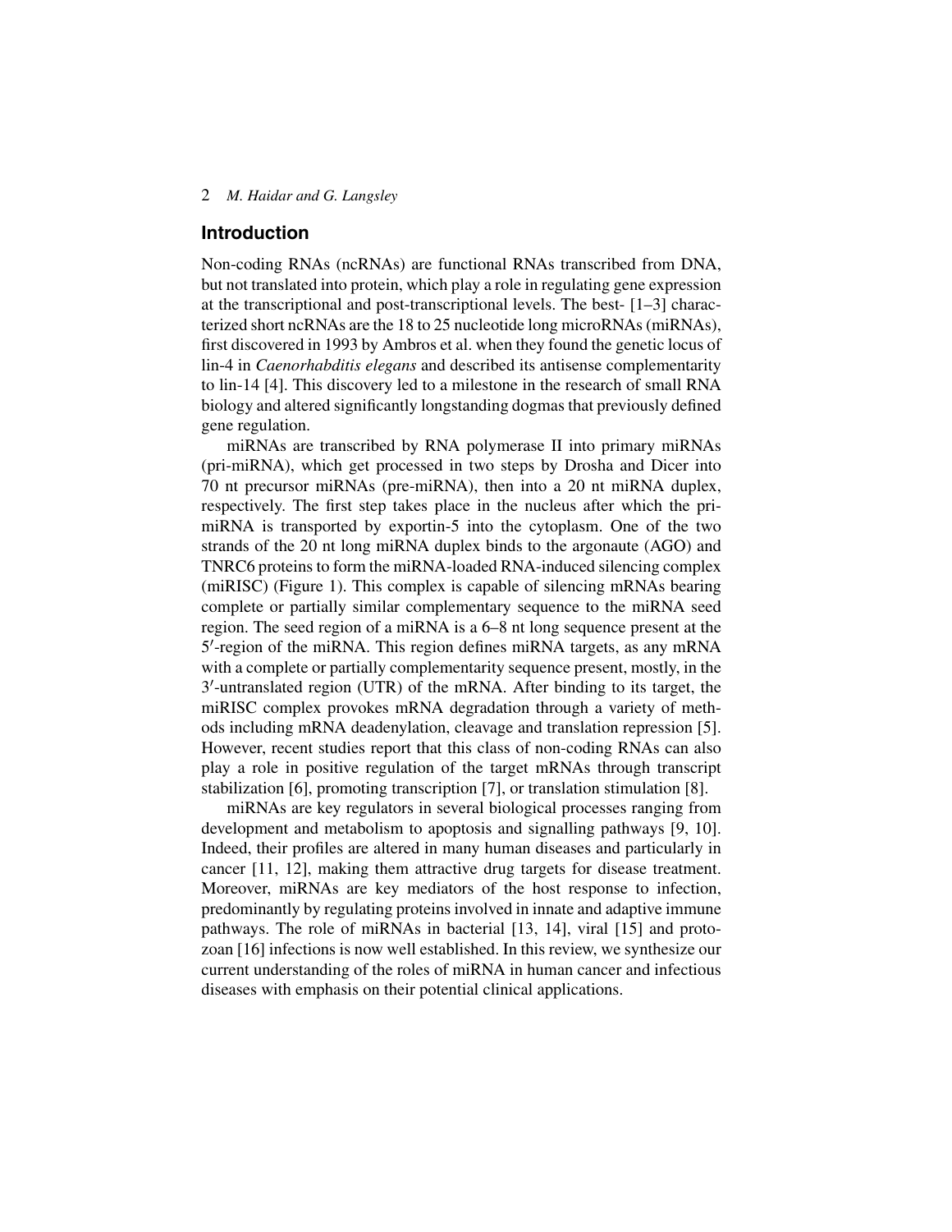## Introduction

Non-coding RNAs (ncRNAs) are functional RNAs transcribed from DNA, but not translated into protein, which play a role in regulating gene expression at the transcriptional and post-transcriptional levels. The best- [1–3] characterized short ncRNAs are the 18 to 25 nucleotide long microRNAs (miRNAs), first discovered in 1993 by Ambros et al. when they found the genetic locus of lin-4 in *Caenorhabditis elegans* and described its antisense complementarity to lin-14 [4]. This discovery led to a milestone in the research of small RNA biology and altered significantly longstanding dogmas that previously defined gene regulation.

miRNAs are transcribed by RNA polymerase II into primary miRNAs (pri-miRNA), which get processed in two steps by Drosha and Dicer into 70 nt precursor miRNAs (pre-miRNA), then into a 20 nt miRNA duplex, respectively. The first step takes place in the nucleus after which the pri-miRNA is transported by exportin-5 into the cytoplasm. One of the two strands of the 20 nt long miRNA duplex binds to the argonaute (AGO) and TNRC6 proteins to form the miRNA-loaded RNA-induced silencing complex (miRISC) (Figure 1). This complex is capable of silencing mRNAs bearing complete or partially similar complementary sequence to the miRNA seed region. The seed region of a miRNA is a 6–8 nt long sequence present at the 5′-region of the miRNA. This region defines miRNA targets, as any mRNA with a complete or partially complementarity sequence present, mostly, in the 3′-untranslated region (UTR) of the mRNA. After binding to its target, the miRISC complex provokes mRNA degradation through a variety of methods including mRNA deadenylation, cleavage and translation repression [5]. However, recent studies report that this class of non-coding RNAs can also play a role in positive regulation of the target mRNAs through transcript stabilization [6], promoting transcription [7], or translation stimulation [8].

miRNAs are key regulators in several biological processes ranging from development and metabolism to apoptosis and signalling pathways [9, 10]. Indeed, their profiles are altered in many human diseases and particularly in cancer [11, 12], making them attractive drug targets for disease treatment. Moreover, miRNAs are key mediators of the host response to infection, predominantly by regulating proteins involved in innate and adaptive immune pathways. The role of miRNAs in bacterial [13, 14], viral [15] and protozoan [16] infections is now well established. In this review, we synthesize our current understanding of the roles of miRNA in human cancer and infectious diseases with emphasis on their potential clinical applications.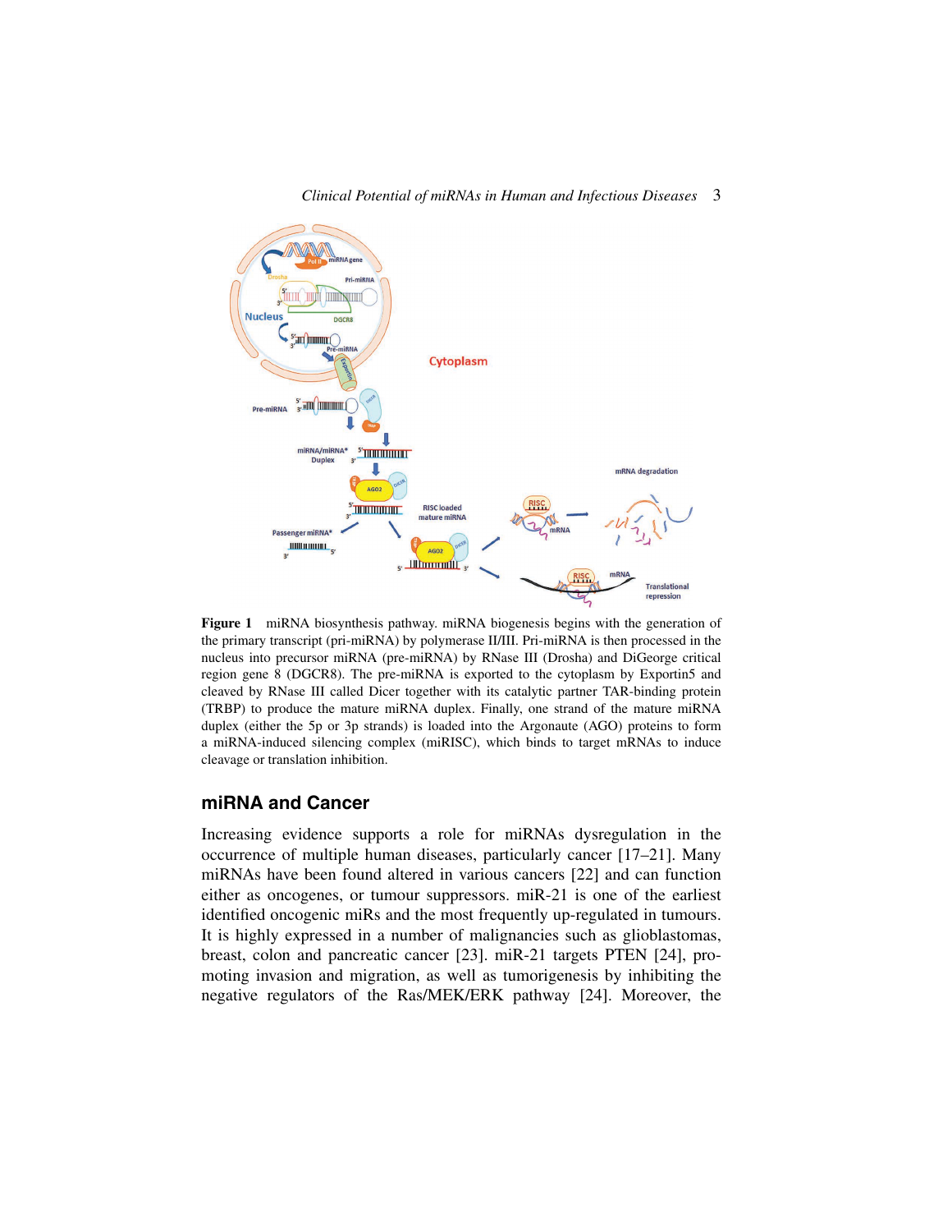**Figure 1** miRNA biosynthesis pathway. miRNA biogenesis begins with the generation of the primary transcript (pri-miRNA) by polymerase II/III. Pri-miRNA is then processed in the nucleus into precursor miRNA (pre-miRNA) by RNase III (Drosha) and DiGeorge critical region gene 8 (DGCR8). The pre-miRNA is exported to the cytoplasm by Exportin5 and cleaved by RNase III called Dicer together with its catalytic partner TAR-binding protein (TRBP) to produce the mature miRNA duplex. Finally, one strand of the mature miRNA duplex (either the 5p or 3p strands) is loaded into the Argonaute (AGO) proteins to form a miRNA-induced silencing complex (miRISC), which binds to target mRNAs to induce cleavage or translation inhibition.

## miRNA and Cancer

Increasing evidence supports a role for miRNAs dysregulation in the occurrence of multiple human diseases, particularly cancer [17–21]. Many miRNAs have been found altered in various cancers [22] and can function either as oncogenes, or tumour suppressors. miR-21 is one of the earliest identified oncogenic miRs and the most frequently up-regulated in tumours. It is highly expressed in a number of malignancies such as glioblastomas, breast, colon and pancreatic cancer [23]. miR-21 targets PTEN [24], promoting invasion and migration, as well as tumorigenesis by inhibiting the negative regulators of the Ras/MEK/ERK pathway [24]. Moreover, the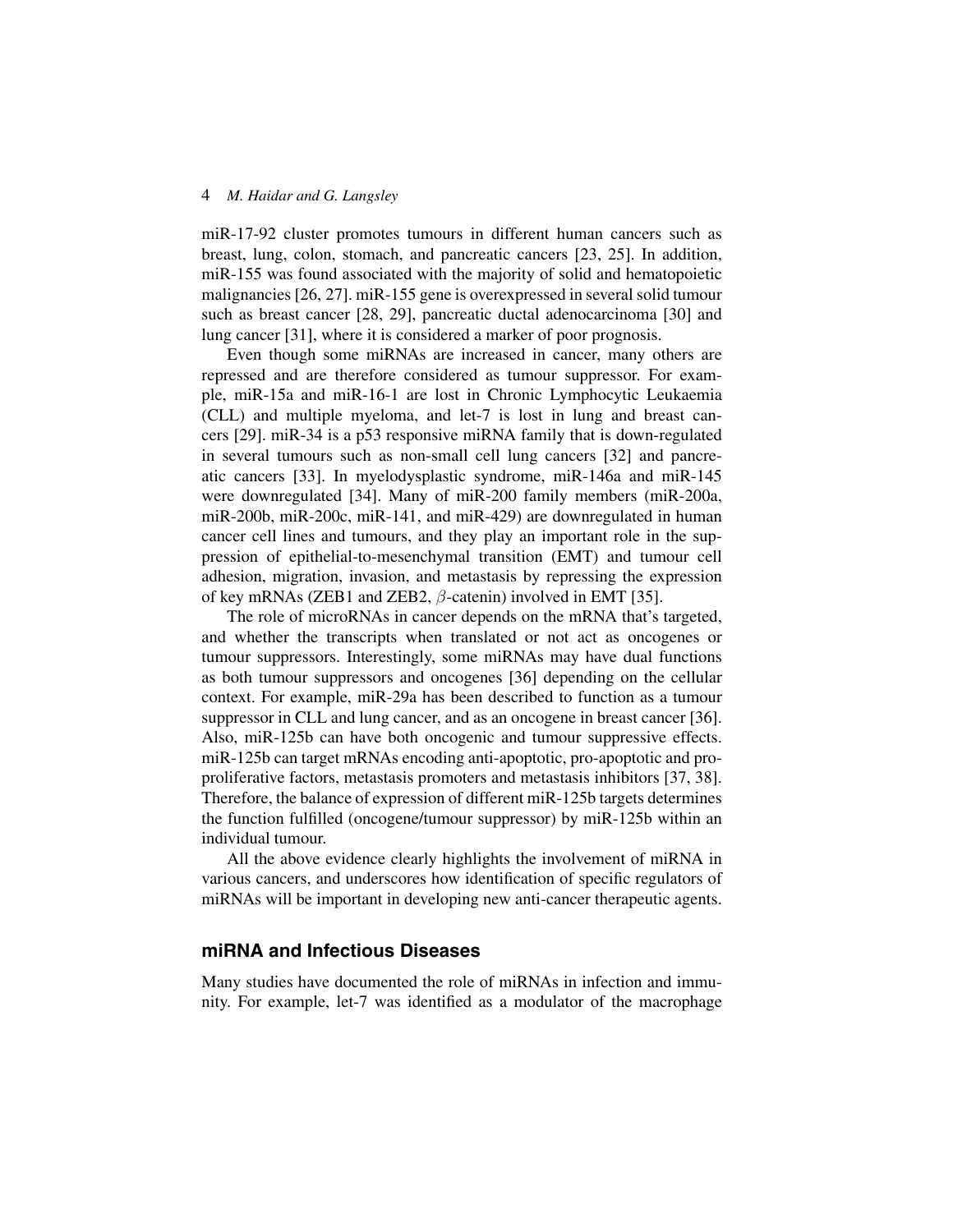miR-17-92 cluster promotes tumours in different human cancers such as breast, lung, colon, stomach, and pancreatic cancers [23, 25]. In addition, miR-155 was found associated with the majority of solid and hematopoietic malignancies [26, 27]. miR-155 gene is overexpressed in several solid tumour such as breast cancer [28, 29], pancreatic ductal adenocarcinoma [30] and lung cancer [31], where it is considered a marker of poor prognosis.

Even though some miRNAs are increased in cancer, many others are repressed and are therefore considered as tumour suppressor. For example, miR-15a and miR-16-1 are lost in Chronic Lymphocytic Leukaemia (CLL) and multiple myeloma, and let-7 is lost in lung and breast cancers [29]. miR-34 is a p53 responsive miRNA family that is down-regulated in several tumours such as non-small cell lung cancers [32] and pancreatic cancers [33]. In myelodysplastic syndrome, miR-146a and miR-145 were downregulated [34]. Many of miR-200 family members (miR-200a, miR-200b, miR-200c, miR-141, and miR-429) are downregulated in human cancer cell lines and tumours, and they play an important role in the suppression of epithelial-to-mesenchymal transition (EMT) and tumour cell adhesion, migration, invasion, and metastasis by repressing the expression of key mRNAs (ZEB1 and ZEB2, $\beta$-catenin) involved in EMT [35].

The role of microRNAs in cancer depends on the mRNA that's targeted, and whether the transcripts when translated or not act as oncogenes or tumour suppressors. Interestingly, some miRNAs may have dual functions as both tumour suppressors and oncogenes [36] depending on the cellular context. For example, miR-29a has been described to function as a tumour suppressor in CLL and lung cancer, and as an oncogene in breast cancer [36]. Also, miR-125b can have both oncogenic and tumour suppressive effects. miR-125b can target mRNAs encoding anti-apoptotic, pro-apoptotic and pro-proliferative factors, metastasis promoters and metastasis inhibitors [37, 38]. Therefore, the balance of expression of different miR-125b targets determines the function fulfilled (oncogene/tumour suppressor) by miR-125b within an individual tumour.

All the above evidence clearly highlights the involvement of miRNA in various cancers, and underscores how identification of specific regulators of miRNAs will be important in developing new anti-cancer therapeutic agents.

## miRNA and Infectious Diseases

Many studies have documented the role of miRNAs in infection and immunity. For example, let-7 was identified as a modulator of the macrophage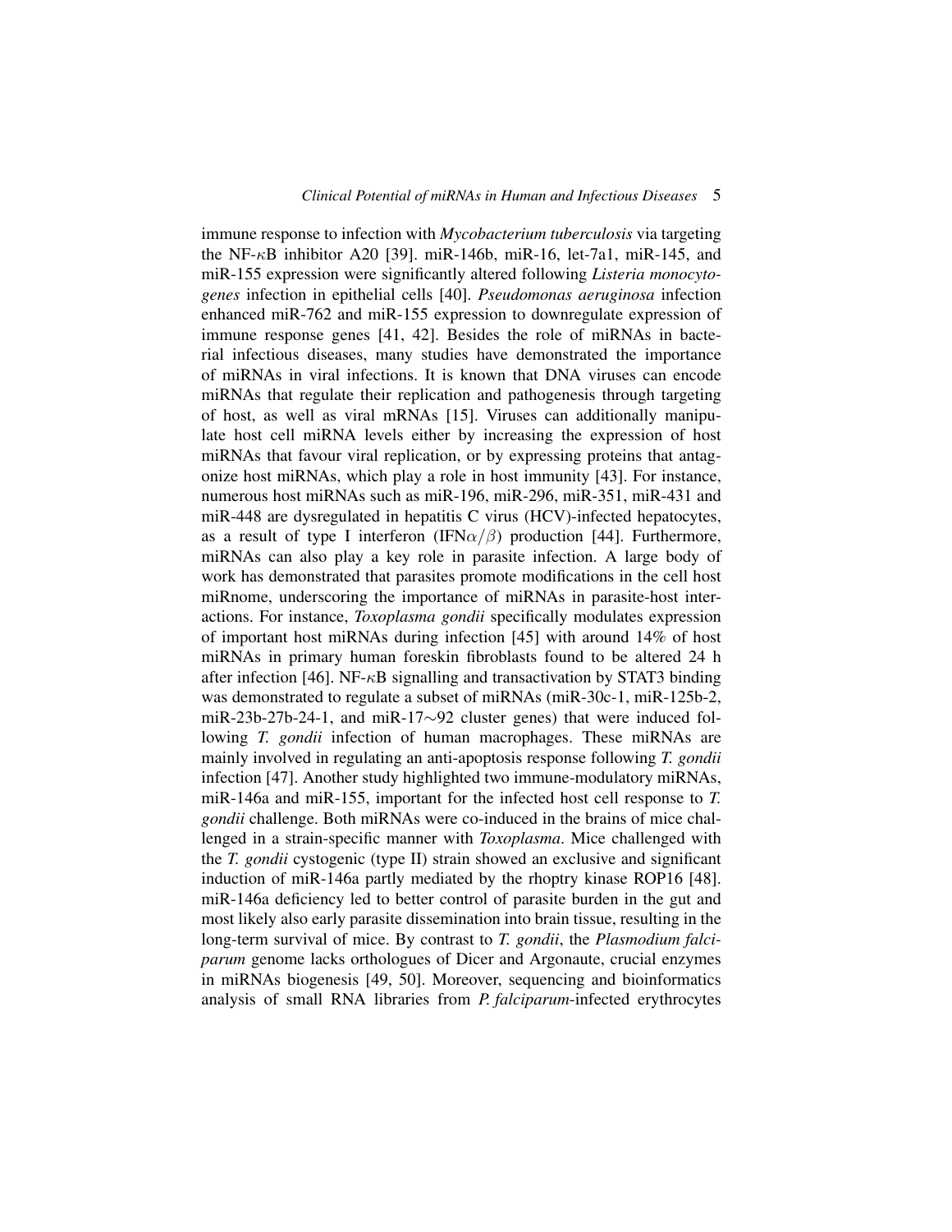immune response to infection with *Mycobacterium tuberculosis* via targeting the NF-$\kappa$B inhibitor A20 [39]. miR-146b, miR-16, let-7a1, miR-145, and miR-155 expression were significantly altered following *Listeria monocytogenes* infection in epithelial cells [40]. *Pseudomonas aeruginosa* infection enhanced miR-762 and miR-155 expression to downregulate expression of immune response genes [41, 42]. Besides the role of miRNAs in bacterial infectious diseases, many studies have demonstrated the importance of miRNAs in viral infections. It is known that DNA viruses can encode miRNAs that regulate their replication and pathogenesis through targeting of host, as well as viral mRNAs [15]. Viruses can additionally manipulate host cell miRNA levels either by increasing the expression of host miRNAs that favour viral replication, or by expressing proteins that antagonize host miRNAs, which play a role in host immunity [43]. For instance, numerous host miRNAs such as miR-196, miR-296, miR-351, miR-431 and miR-448 are dysregulated in hepatitis C virus (HCV)-infected hepatocytes, as a result of type I interferon (IFN$\alpha/\beta$) production [44]. Furthermore, miRNAs can also play a key role in parasite infection. A large body of work has demonstrated that parasites promote modifications in the cell host miRnome, underscoring the importance of miRNAs in parasite-host interactions. For instance, *Toxoplasma gondii* specifically modulates expression of important host miRNAs during infection [45] with around 14% of host miRNAs in primary human foreskin fibroblasts found to be altered 24 h after infection [46]. NF-$\kappa$B signalling and transactivation by STAT3 binding was demonstrated to regulate a subset of miRNAs (miR-30c-1, miR-125b-2, miR-23b-27b-24-1, and miR-17$\sim$92 cluster genes) that were induced following *T. gondii* infection of human macrophages. These miRNAs are mainly involved in regulating an anti-apoptosis response following *T. gondii* infection [47]. Another study highlighted two immune-modulatory miRNAs, miR-146a and miR-155, important for the infected host cell response to *T. gondii* challenge. Both miRNAs were co-induced in the brains of mice challenged in a strain-specific manner with *Toxoplasma*. Mice challenged with the *T. gondii* cystogenic (type II) strain showed an exclusive and significant induction of miR-146a partly mediated by the rhoptry kinase ROP16 [48]. miR-146a deficiency led to better control of parasite burden in the gut and most likely also early parasite dissemination into brain tissue, resulting in the long-term survival of mice. By contrast to *T. gondii*, the *Plasmodium falciparum* genome lacks orthologues of Dicer and Argonaute, crucial enzymes in miRNAs biogenesis [49, 50]. Moreover, sequencing and bioinformatics analysis of small RNA libraries from *P. falciparum*-infected erythrocytes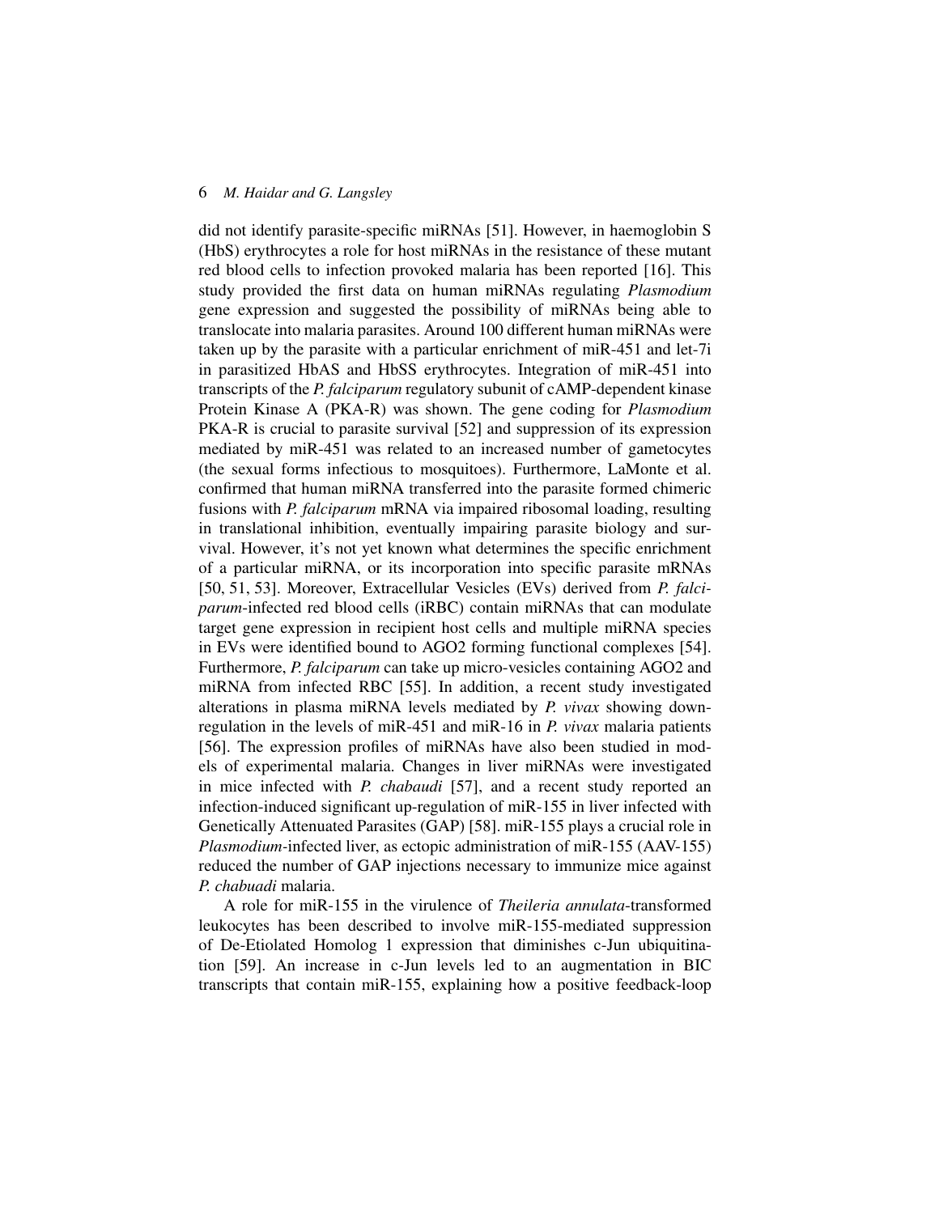did not identify parasite-specific miRNAs [51]. However, in haemoglobin S (HbS) erythrocytes a role for host miRNAs in the resistance of these mutant red blood cells to infection provoked malaria has been reported [16]. This study provided the first data on human miRNAs regulating *Plasmodium* gene expression and suggested the possibility of miRNAs being able to translocate into malaria parasites. Around 100 different human miRNAs were taken up by the parasite with a particular enrichment of miR-451 and let-7i in parasitized HbAS and HbSS erythrocytes. Integration of miR-451 into transcripts of the *P. falciparum* regulatory subunit of cAMP-dependent kinase Protein Kinase A (PKA-R) was shown. The gene coding for *Plasmodium* PKA-R is crucial to parasite survival [52] and suppression of its expression mediated by miR-451 was related to an increased number of gametocytes (the sexual forms infectious to mosquitoes). Furthermore, LaMonte et al. confirmed that human miRNA transferred into the parasite formed chimeric fusions with *P. falciparum* mRNA via impaired ribosomal loading, resulting in translational inhibition, eventually impairing parasite biology and survival. However, it's not yet known what determines the specific enrichment of a particular miRNA, or its incorporation into specific parasite mRNAs [50, 51, 53]. Moreover, Extracellular Vesicles (EVs) derived from *P. falciparum*-infected red blood cells (iRBC) contain miRNAs that can modulate target gene expression in recipient host cells and multiple miRNA species in EVs were identified bound to AGO2 forming functional complexes [54]. Furthermore, *P. falciparum* can take up micro-vesicles containing AGO2 and miRNA from infected RBC [55]. In addition, a recent study investigated alterations in plasma miRNA levels mediated by *P. vivax* showing down-regulation in the levels of miR-451 and miR-16 in *P. vivax* malaria patients [56]. The expression profiles of miRNAs have also been studied in models of experimental malaria. Changes in liver miRNAs were investigated in mice infected with *P. chabaudi* [57], and a recent study reported an infection-induced significant up-regulation of miR-155 in liver infected with Genetically Attenuated Parasites (GAP) [58]. miR-155 plays a crucial role in *Plasmodium*-infected liver, as ectopic administration of miR-155 (AAV-155) reduced the number of GAP injections necessary to immunize mice against *P. chabuadi* malaria.

A role for miR-155 in the virulence of *Theileria annulata*-transformed leukocytes has been described to involve miR-155-mediated suppression of De-Etiolated Homolog 1 expression that diminishes c-Jun ubiquitination [59]. An increase in c-Jun levels led to an augmentation in BIC transcripts that contain miR-155, explaining how a positive feedback-loop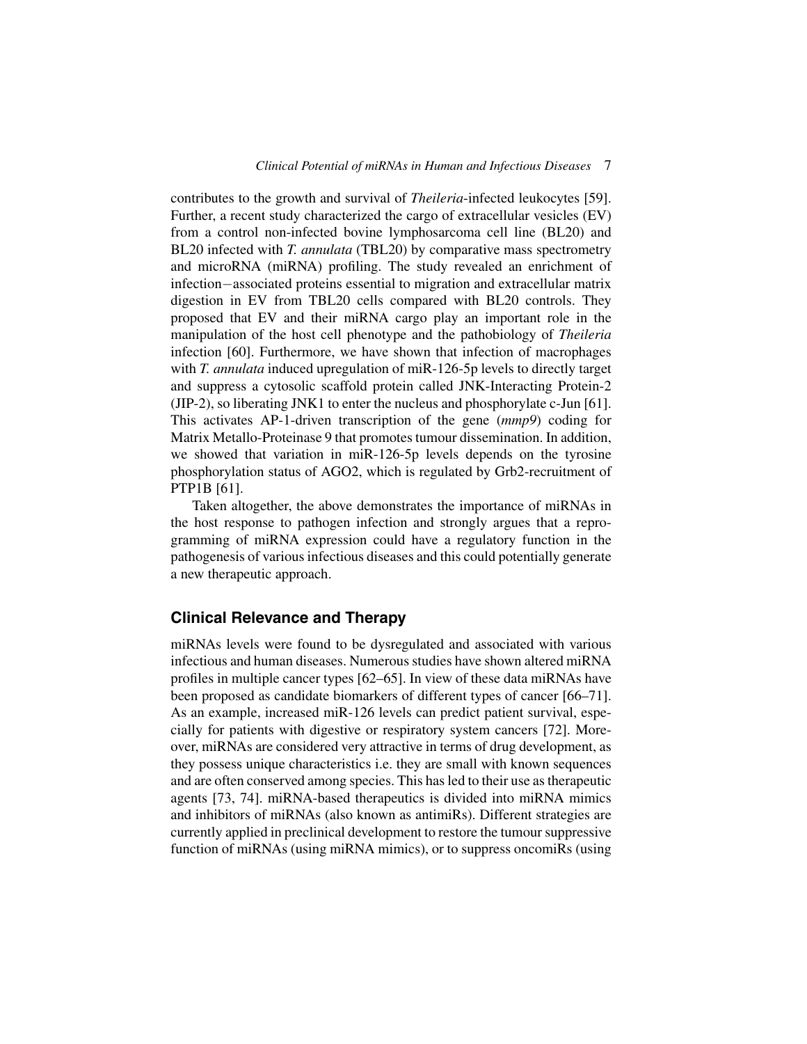contributes to the growth and survival of *Theileria*-infected leukocytes [59]. Further, a recent study characterized the cargo of extracellular vesicles (EV) from a control non-infected bovine lymphosarcoma cell line (BL20) and BL20 infected with *T. annulata* (TBL20) by comparative mass spectrometry and microRNA (miRNA) profiling. The study revealed an enrichment of infection−associated proteins essential to migration and extracellular matrix digestion in EV from TBL20 cells compared with BL20 controls. They proposed that EV and their miRNA cargo play an important role in the manipulation of the host cell phenotype and the pathobiology of *Theileria* infection [60]. Furthermore, we have shown that infection of macrophages with *T. annulata* induced upregulation of miR-126-5p levels to directly target and suppress a cytosolic scaffold protein called JNK-Interacting Protein-2 (JIP-2), so liberating JNK1 to enter the nucleus and phosphorylate c-Jun [61]. This activates AP-1-driven transcription of the gene (*mmp9*) coding for Matrix Metallo-Proteinase 9 that promotes tumour dissemination. In addition, we showed that variation in miR-126-5p levels depends on the tyrosine phosphorylation status of AGO2, which is regulated by Grb2-recruitment of PTP1B [61].

Taken altogether, the above demonstrates the importance of miRNAs in the host response to pathogen infection and strongly argues that a reprogramming of miRNA expression could have a regulatory function in the pathogenesis of various infectious diseases and this could potentially generate a new therapeutic approach.

## Clinical Relevance and Therapy

miRNAs levels were found to be dysregulated and associated with various infectious and human diseases. Numerous studies have shown altered miRNA profiles in multiple cancer types [62–65]. In view of these data miRNAs have been proposed as candidate biomarkers of different types of cancer [66–71]. As an example, increased miR-126 levels can predict patient survival, especially for patients with digestive or respiratory system cancers [72]. Moreover, miRNAs are considered very attractive in terms of drug development, as they possess unique characteristics i.e. they are small with known sequences and are often conserved among species. This has led to their use as therapeutic agents [73, 74]. miRNA-based therapeutics is divided into miRNA mimics and inhibitors of miRNAs (also known as antimiRs). Different strategies are currently applied in preclinical development to restore the tumour suppressive function of miRNAs (using miRNA mimics), or to suppress oncomiRs (using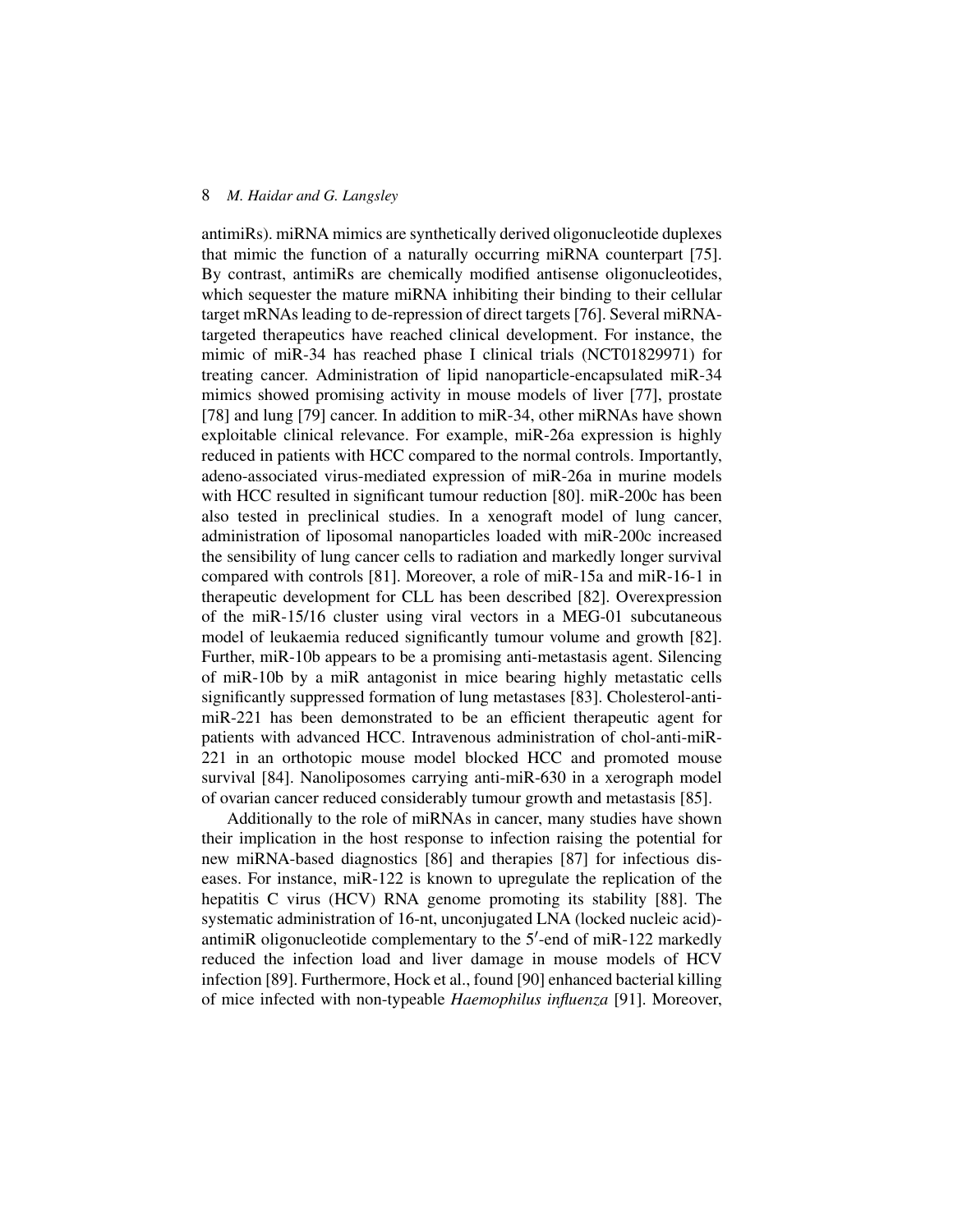antimiRs). miRNA mimics are synthetically derived oligonucleotide duplexes that mimic the function of a naturally occurring miRNA counterpart [75]. By contrast, antimiRs are chemically modified antisense oligonucleotides, which sequester the mature miRNA inhibiting their binding to their cellular target mRNAs leading to de-repression of direct targets [76]. Several miRNA-targeted therapeutics have reached clinical development. For instance, the mimic of miR-34 has reached phase I clinical trials (NCT01829971) for treating cancer. Administration of lipid nanoparticle-encapsulated miR-34 mimics showed promising activity in mouse models of liver [77], prostate [78] and lung [79] cancer. In addition to miR-34, other miRNAs have shown exploitable clinical relevance. For example, miR-26a expression is highly reduced in patients with HCC compared to the normal controls. Importantly, adeno-associated virus-mediated expression of miR-26a in murine models with HCC resulted in significant tumour reduction [80]. miR-200c has been also tested in preclinical studies. In a xenograft model of lung cancer, administration of liposomal nanoparticles loaded with miR-200c increased the sensibility of lung cancer cells to radiation and markedly longer survival compared with controls [81]. Moreover, a role of miR-15a and miR-16-1 in therapeutic development for CLL has been described [82]. Overexpression of the miR-15/16 cluster using viral vectors in a MEG-01 subcutaneous model of leukaemia reduced significantly tumour volume and growth [82]. Further, miR-10b appears to be a promising anti-metastasis agent. Silencing of miR-10b by a miR antagonist in mice bearing highly metastatic cells significantly suppressed formation of lung metastases [83]. Cholesterol-anti-miR-221 has been demonstrated to be an efficient therapeutic agent for patients with advanced HCC. Intravenous administration of chol-anti-miR-221 in an orthotopic mouse model blocked HCC and promoted mouse survival [84]. Nanoliposomes carrying anti-miR-630 in a xerograph model of ovarian cancer reduced considerably tumour growth and metastasis [85].

Additionally to the role of miRNAs in cancer, many studies have shown their implication in the host response to infection raising the potential for new miRNA-based diagnostics [86] and therapies [87] for infectious diseases. For instance, miR-122 is known to upregulate the replication of the hepatitis C virus (HCV) RNA genome promoting its stability [88]. The systematic administration of 16-nt, unconjugated LNA (locked nucleic acid)-antimiR oligonucleotide complementary to the 5′-end of miR-122 markedly reduced the infection load and liver damage in mouse models of HCV infection [89]. Furthermore, Hock et al., found [90] enhanced bacterial killing of mice infected with non-typeable *Haemophilus influenza* [91]. Moreover,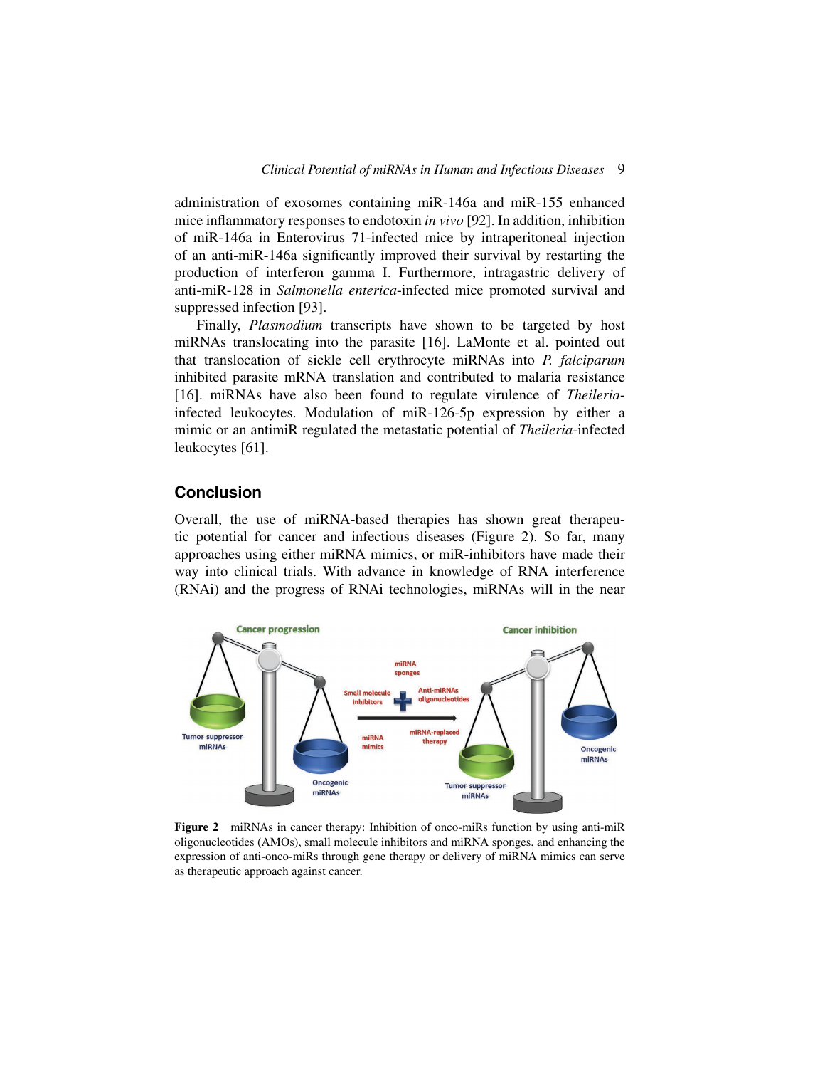administration of exosomes containing miR-146a and miR-155 enhanced mice inflammatory responses to endotoxin *in vivo* [92]. In addition, inhibition of miR-146a in Enterovirus 71-infected mice by intraperitoneal injection of an anti-miR-146a significantly improved their survival by restarting the production of interferon gamma I. Furthermore, intragastric delivery of anti-miR-128 in *Salmonella enterica*-infected mice promoted survival and suppressed infection [93].

Finally, *Plasmodium* transcripts have shown to be targeted by host miRNAs translocating into the parasite [16]. LaMonte et al. pointed out that translocation of sickle cell erythrocyte miRNAs into *P. falciparum* inhibited parasite mRNA translation and contributed to malaria resistance [16]. miRNAs have also been found to regulate virulence of *Theileria*-infected leukocytes. Modulation of miR-126-5p expression by either a mimic or an antimiR regulated the metastatic potential of *Theileria*-infected leukocytes [61].

## Conclusion

Overall, the use of miRNA-based therapies has shown great therapeutic potential for cancer and infectious diseases (Figure 2). So far, many approaches using either miRNA mimics, or miR-inhibitors have made their way into clinical trials. With advance in knowledge of RNA interference (RNAi) and the progress of RNAi technologies, miRNAs will in the near

**Figure 2** miRNAs in cancer therapy: Inhibition of onco-miRs function by using anti-miR oligonucleotides (AMOs), small molecule inhibitors and miRNA sponges, and enhancing the expression of anti-onco-miRs through gene therapy or delivery of miRNA mimics can serve as therapeutic approach against cancer.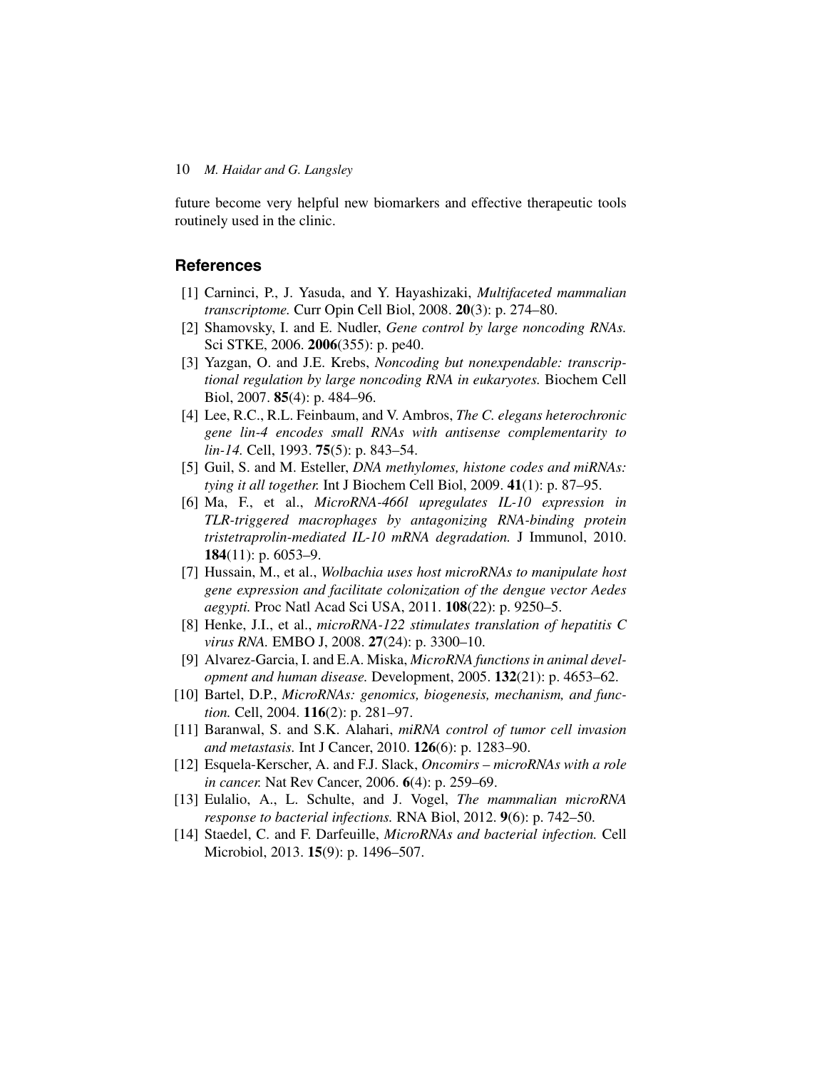future become very helpful new biomarkers and effective therapeutic tools routinely used in the clinic.

## References

[1] Carninci, P., J. Yasuda, and Y. Hayashizaki, *Multifaceted mammalian transcriptome.* Curr Opin Cell Biol, 2008. **20**(3): p. 274–80.

[2] Shamovsky, I. and E. Nudler, *Gene control by large noncoding RNAs.* Sci STKE, 2006. **2006**(355): p. pe40.

[3] Yazgan, O. and J.E. Krebs, *Noncoding but nonexpendable: transcriptional regulation by large noncoding RNA in eukaryotes.* Biochem Cell Biol, 2007. **85**(4): p. 484–96.

[4] Lee, R.C., R.L. Feinbaum, and V. Ambros, *The C. elegans heterochronic gene lin-4 encodes small RNAs with antisense complementarity to lin-14.* Cell, 1993. **75**(5): p. 843–54.

[5] Guil, S. and M. Esteller, *DNA methylomes, histone codes and miRNAs: tying it all together.* Int J Biochem Cell Biol, 2009. **41**(1): p. 87–95.

[6] Ma, F., et al., *MicroRNA-466l upregulates IL-10 expression in TLR-triggered macrophages by antagonizing RNA-binding protein tristetraprolin-mediated IL-10 mRNA degradation.* J Immunol, 2010. **184**(11): p. 6053–9.

[7] Hussain, M., et al., *Wolbachia uses host microRNAs to manipulate host gene expression and facilitate colonization of the dengue vector Aedes aegypti.* Proc Natl Acad Sci USA, 2011. **108**(22): p. 9250–5.

[8] Henke, J.I., et al., *microRNA-122 stimulates translation of hepatitis C virus RNA.* EMBO J, 2008. **27**(24): p. 3300–10.

[9] Alvarez-Garcia, I. and E.A. Miska, *MicroRNA functions in animal development and human disease.* Development, 2005. **132**(21): p. 4653–62.

[10] Bartel, D.P., *MicroRNAs: genomics, biogenesis, mechanism, and function.* Cell, 2004. **116**(2): p. 281–97.

[11] Baranwal, S. and S.K. Alahari, *miRNA control of tumor cell invasion and metastasis.* Int J Cancer, 2010. **126**(6): p. 1283–90.

[12] Esquela-Kerscher, A. and F.J. Slack, *Oncomirs – microRNAs with a role in cancer.* Nat Rev Cancer, 2006. **6**(4): p. 259–69.

[13] Eulalio, A., L. Schulte, and J. Vogel, *The mammalian microRNA response to bacterial infections.* RNA Biol, 2012. **9**(6): p. 742–50.

[14] Staedel, C. and F. Darfeuille, *MicroRNAs and bacterial infection.* Cell Microbiol, 2013. **15**(9): p. 1496–507.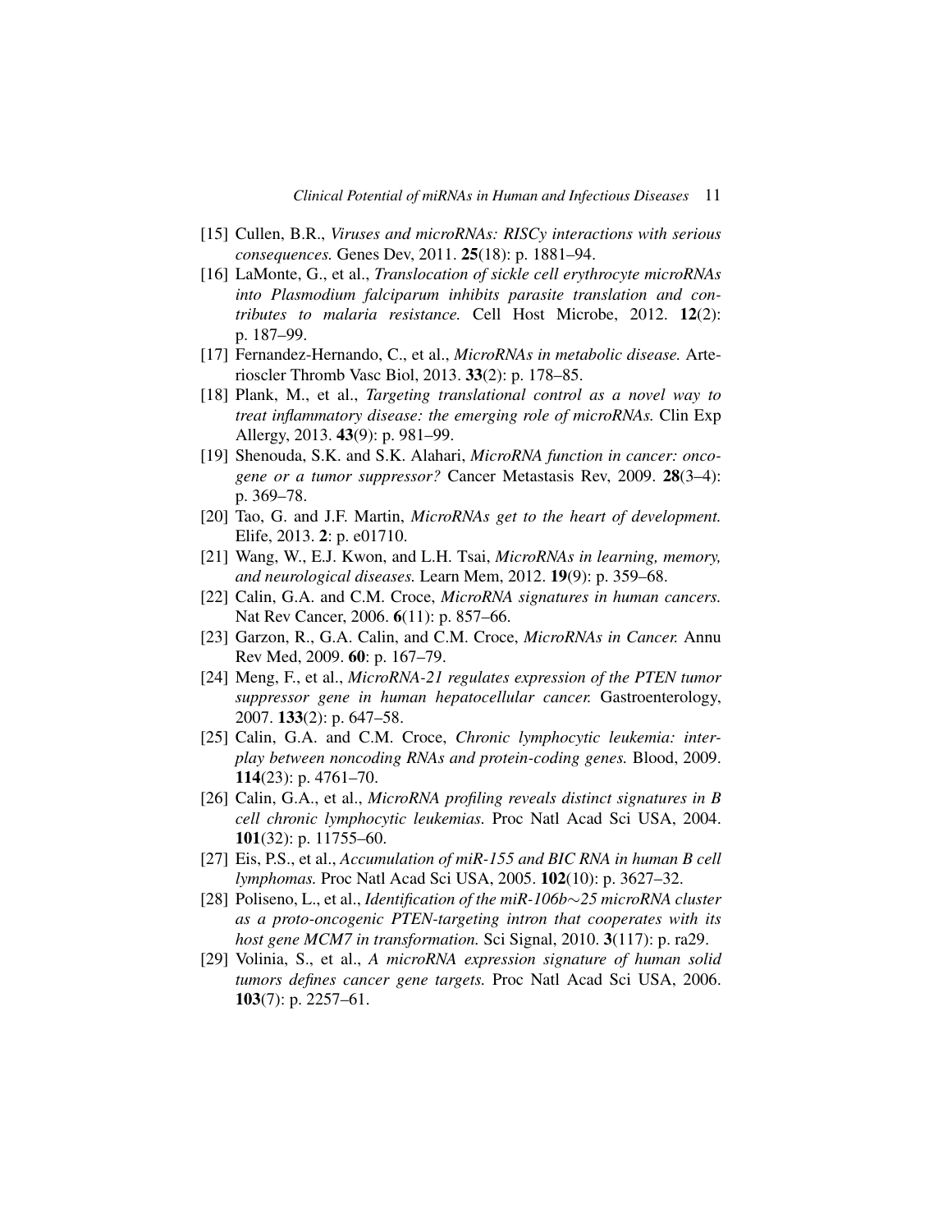[15] Cullen, B.R., *Viruses and microRNAs: RISCy interactions with serious consequences.* Genes Dev, 2011. **25**(18): p. 1881–94.

[16] LaMonte, G., et al., *Translocation of sickle cell erythrocyte microRNAs into Plasmodium falciparum inhibits parasite translation and contributes to malaria resistance.* Cell Host Microbe, 2012. **12**(2): p. 187–99.

[17] Fernandez-Hernando, C., et al., *MicroRNAs in metabolic disease.* Arterioscler Thromb Vasc Biol, 2013. **33**(2): p. 178–85.

[18] Plank, M., et al., *Targeting translational control as a novel way to treat inflammatory disease: the emerging role of microRNAs.* Clin Exp Allergy, 2013. **43**(9): p. 981–99.

[19] Shenouda, S.K. and S.K. Alahari, *MicroRNA function in cancer: oncogene or a tumor suppressor?* Cancer Metastasis Rev, 2009. **28**(3–4): p. 369–78.

[20] Tao, G. and J.F. Martin, *MicroRNAs get to the heart of development.* Elife, 2013. **2**: p. e01710.

[21] Wang, W., E.J. Kwon, and L.H. Tsai, *MicroRNAs in learning, memory, and neurological diseases.* Learn Mem, 2012. **19**(9): p. 359–68.

[22] Calin, G.A. and C.M. Croce, *MicroRNA signatures in human cancers.* Nat Rev Cancer, 2006. **6**(11): p. 857–66.

[23] Garzon, R., G.A. Calin, and C.M. Croce, *MicroRNAs in Cancer.* Annu Rev Med, 2009. **60**: p. 167–79.

[24] Meng, F., et al., *MicroRNA-21 regulates expression of the PTEN tumor suppressor gene in human hepatocellular cancer.* Gastroenterology, 2007. **133**(2): p. 647–58.

[25] Calin, G.A. and C.M. Croce, *Chronic lymphocytic leukemia: interplay between noncoding RNAs and protein-coding genes.* Blood, 2009. **114**(23): p. 4761–70.

[26] Calin, G.A., et al., *MicroRNA profiling reveals distinct signatures in B cell chronic lymphocytic leukemias.* Proc Natl Acad Sci USA, 2004. **101**(32): p. 11755–60.

[27] Eis, P.S., et al., *Accumulation of miR-155 and BIC RNA in human B cell lymphomas.* Proc Natl Acad Sci USA, 2005. **102**(10): p. 3627–32.

[28] Poliseno, L., et al., *Identification of the miR-106b∼25 microRNA cluster as a proto-oncogenic PTEN-targeting intron that cooperates with its host gene MCM7 in transformation.* Sci Signal, 2010. **3**(117): p. ra29.

[29] Volinia, S., et al., *A microRNA expression signature of human solid tumors defines cancer gene targets.* Proc Natl Acad Sci USA, 2006. **103**(7): p. 2257–61.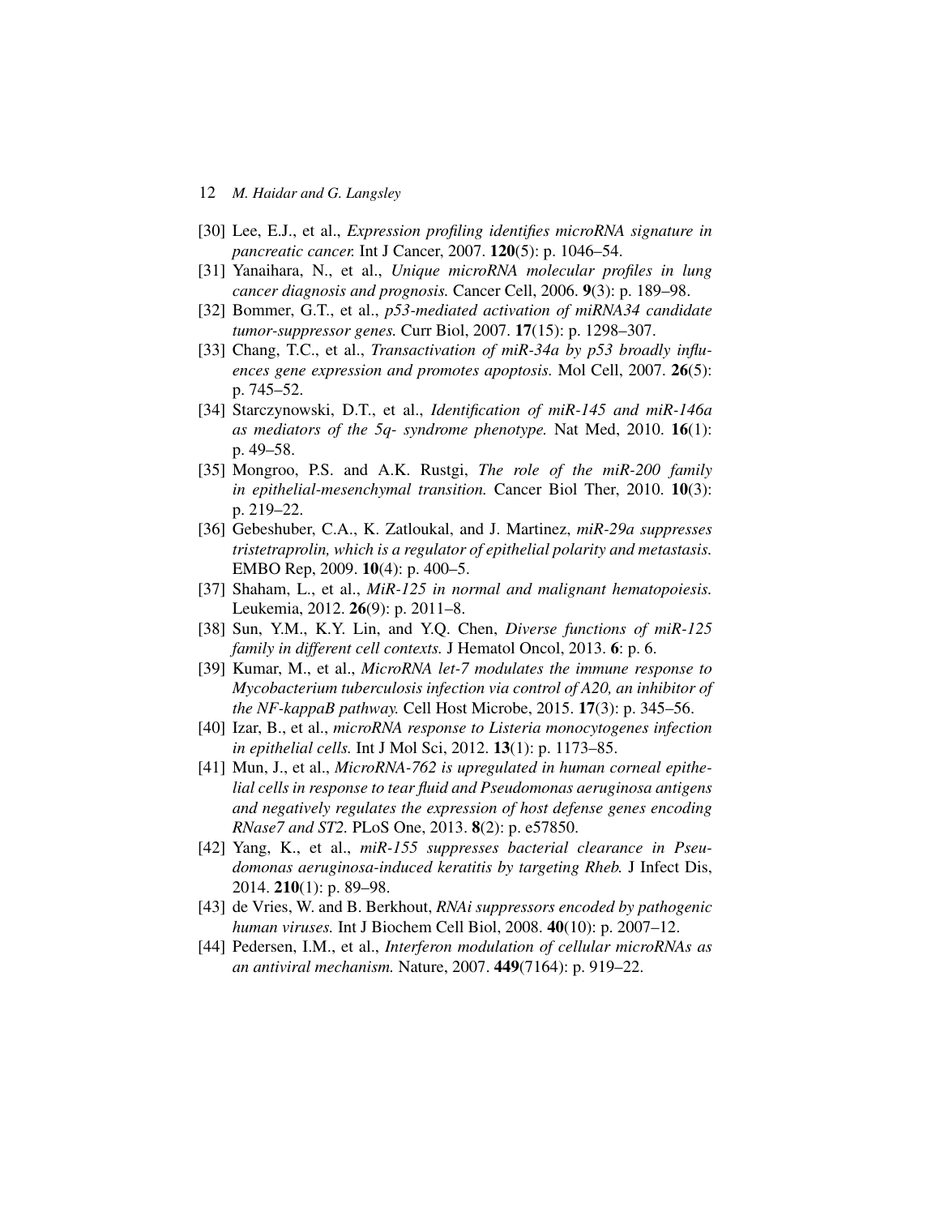[30] Lee, E.J., et al., *Expression profiling identifies microRNA signature in pancreatic cancer.* Int J Cancer, 2007. **120**(5): p. 1046–54.

[31] Yanaihara, N., et al., *Unique microRNA molecular profiles in lung cancer diagnosis and prognosis.* Cancer Cell, 2006. **9**(3): p. 189–98.

[32] Bommer, G.T., et al., *p53-mediated activation of miRNA34 candidate tumor-suppressor genes.* Curr Biol, 2007. **17**(15): p. 1298–307.

[33] Chang, T.C., et al., *Transactivation of miR-34a by p53 broadly influences gene expression and promotes apoptosis.* Mol Cell, 2007. **26**(5): p. 745–52.

[34] Starczynowski, D.T., et al., *Identification of miR-145 and miR-146a as mediators of the 5q- syndrome phenotype.* Nat Med, 2010. **16**(1): p. 49–58.

[35] Mongroo, P.S. and A.K. Rustgi, *The role of the miR-200 family in epithelial-mesenchymal transition.* Cancer Biol Ther, 2010. **10**(3): p. 219–22.

[36] Gebeshuber, C.A., K. Zatloukal, and J. Martinez, *miR-29a suppresses tristetraprolin, which is a regulator of epithelial polarity and metastasis.* EMBO Rep, 2009. **10**(4): p. 400–5.

[37] Shaham, L., et al., *MiR-125 in normal and malignant hematopoiesis.* Leukemia, 2012. **26**(9): p. 2011–8.

[38] Sun, Y.M., K.Y. Lin, and Y.Q. Chen, *Diverse functions of miR-125 family in different cell contexts.* J Hematol Oncol, 2013. **6**: p. 6.

[39] Kumar, M., et al., *MicroRNA let-7 modulates the immune response to Mycobacterium tuberculosis infection via control of A20, an inhibitor of the NF-kappaB pathway.* Cell Host Microbe, 2015. **17**(3): p. 345–56.

[40] Izar, B., et al., *microRNA response to Listeria monocytogenes infection in epithelial cells.* Int J Mol Sci, 2012. **13**(1): p. 1173–85.

[41] Mun, J., et al., *MicroRNA-762 is upregulated in human corneal epithelial cells in response to tear fluid and Pseudomonas aeruginosa antigens and negatively regulates the expression of host defense genes encoding RNase7 and ST2.* PLoS One, 2013. **8**(2): p. e57850.

[42] Yang, K., et al., *miR-155 suppresses bacterial clearance in Pseudomonas aeruginosa-induced keratitis by targeting Rheb.* J Infect Dis, 2014. **210**(1): p. 89–98.

[43] de Vries, W. and B. Berkhout, *RNAi suppressors encoded by pathogenic human viruses.* Int J Biochem Cell Biol, 2008. **40**(10): p. 2007–12.

[44] Pedersen, I.M., et al., *Interferon modulation of cellular microRNAs as an antiviral mechanism.* Nature, 2007. **449**(7164): p. 919–22.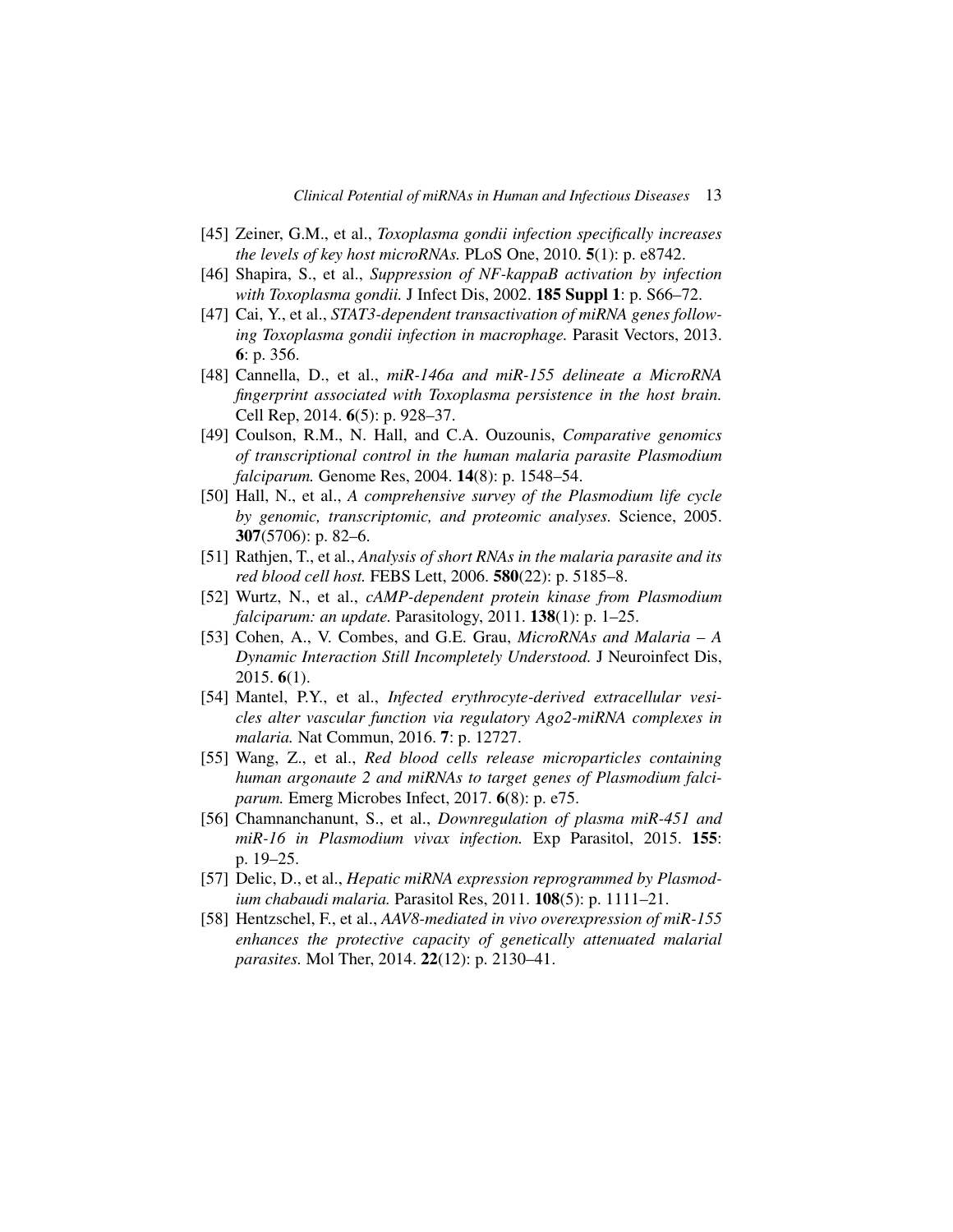[45] Zeiner, G.M., et al., *Toxoplasma gondii infection specifically increases the levels of key host microRNAs.* PLoS One, 2010. **5**(1): p. e8742.

[46] Shapira, S., et al., *Suppression of NF-kappaB activation by infection with Toxoplasma gondii.* J Infect Dis, 2002. **185 Suppl 1**: p. S66–72.

[47] Cai, Y., et al., *STAT3-dependent transactivation of miRNA genes following Toxoplasma gondii infection in macrophage.* Parasit Vectors, 2013. **6**: p. 356.

[48] Cannella, D., et al., *miR-146a and miR-155 delineate a MicroRNA fingerprint associated with Toxoplasma persistence in the host brain.* Cell Rep, 2014. **6**(5): p. 928–37.

[49] Coulson, R.M., N. Hall, and C.A. Ouzounis, *Comparative genomics of transcriptional control in the human malaria parasite Plasmodium falciparum.* Genome Res, 2004. **14**(8): p. 1548–54.

[50] Hall, N., et al., *A comprehensive survey of the Plasmodium life cycle by genomic, transcriptomic, and proteomic analyses.* Science, 2005. **307**(5706): p. 82–6.

[51] Rathjen, T., et al., *Analysis of short RNAs in the malaria parasite and its red blood cell host.* FEBS Lett, 2006. **580**(22): p. 5185–8.

[52] Wurtz, N., et al., *cAMP-dependent protein kinase from Plasmodium falciparum: an update.* Parasitology, 2011. **138**(1): p. 1–25.

[53] Cohen, A., V. Combes, and G.E. Grau, *MicroRNAs and Malaria – A Dynamic Interaction Still Incompletely Understood.* J Neuroinfect Dis, 2015. **6**(1).

[54] Mantel, P.Y., et al., *Infected erythrocyte-derived extracellular vesicles alter vascular function via regulatory Ago2-miRNA complexes in malaria.* Nat Commun, 2016. **7**: p. 12727.

[55] Wang, Z., et al., *Red blood cells release microparticles containing human argonaute 2 and miRNAs to target genes of Plasmodium falciparum.* Emerg Microbes Infect, 2017. **6**(8): p. e75.

[56] Chamnanchanunt, S., et al., *Downregulation of plasma miR-451 and miR-16 in Plasmodium vivax infection.* Exp Parasitol, 2015. **155**: p. 19–25.

[57] Delic, D., et al., *Hepatic miRNA expression reprogrammed by Plasmodium chabaudi malaria.* Parasitol Res, 2011. **108**(5): p. 1111–21.

[58] Hentzschel, F., et al., *AAV8-mediated in vivo overexpression of miR-155 enhances the protective capacity of genetically attenuated malarial parasites.* Mol Ther, 2014. **22**(12): p. 2130–41.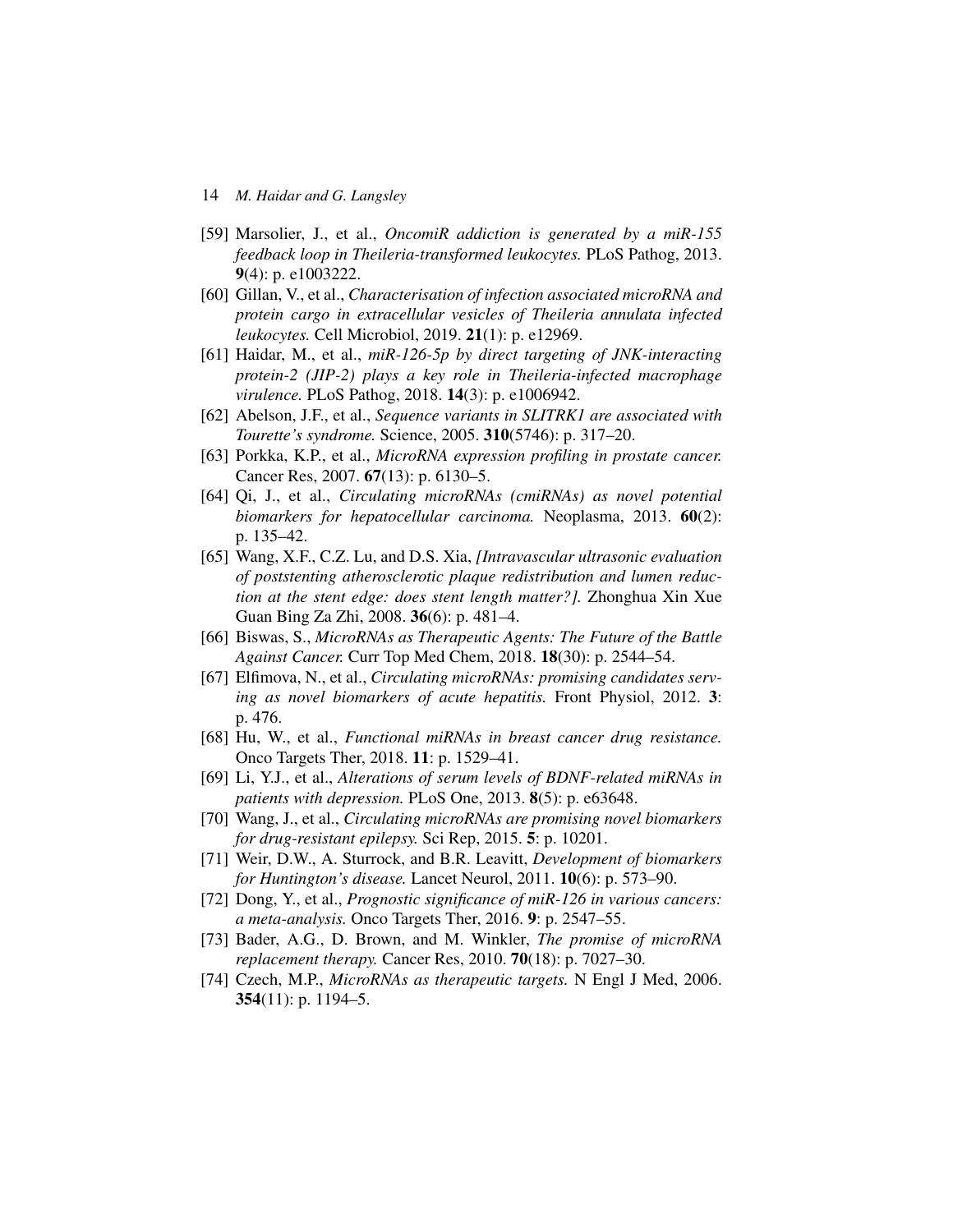[59] Marsolier, J., et al., *OncomiR addiction is generated by a miR-155 feedback loop in Theileria-transformed leukocytes.* PLoS Pathog, 2013. **9**(4): p. e1003222.

[60] Gillan, V., et al., *Characterisation of infection associated microRNA and protein cargo in extracellular vesicles of Theileria annulata infected leukocytes.* Cell Microbiol, 2019. **21**(1): p. e12969.

[61] Haidar, M., et al., *miR-126-5p by direct targeting of JNK-interacting protein-2 (JIP-2) plays a key role in Theileria-infected macrophage virulence.* PLoS Pathog, 2018. **14**(3): p. e1006942.

[62] Abelson, J.F., et al., *Sequence variants in SLITRK1 are associated with Tourette's syndrome.* Science, 2005. **310**(5746): p. 317–20.

[63] Porkka, K.P., et al., *MicroRNA expression profiling in prostate cancer.* Cancer Res, 2007. **67**(13): p. 6130–5.

[64] Qi, J., et al., *Circulating microRNAs (cmiRNAs) as novel potential biomarkers for hepatocellular carcinoma.* Neoplasma, 2013. **60**(2): p. 135–42.

[65] Wang, X.F., C.Z. Lu, and D.S. Xia, *[Intravascular ultrasonic evaluation of poststenting atherosclerotic plaque redistribution and lumen reduction at the stent edge: does stent length matter?].* Zhonghua Xin Xue Guan Bing Za Zhi, 2008. **36**(6): p. 481–4.

[66] Biswas, S., *MicroRNAs as Therapeutic Agents: The Future of the Battle Against Cancer.* Curr Top Med Chem, 2018. **18**(30): p. 2544–54.

[67] Elfimova, N., et al., *Circulating microRNAs: promising candidates serving as novel biomarkers of acute hepatitis.* Front Physiol, 2012. **3**: p. 476.

[68] Hu, W., et al., *Functional miRNAs in breast cancer drug resistance.* Onco Targets Ther, 2018. **11**: p. 1529–41.

[69] Li, Y.J., et al., *Alterations of serum levels of BDNF-related miRNAs in patients with depression.* PLoS One, 2013. **8**(5): p. e63648.

[70] Wang, J., et al., *Circulating microRNAs are promising novel biomarkers for drug-resistant epilepsy.* Sci Rep, 2015. **5**: p. 10201.

[71] Weir, D.W., A. Sturrock, and B.R. Leavitt, *Development of biomarkers for Huntington's disease.* Lancet Neurol, 2011. **10**(6): p. 573–90.

[72] Dong, Y., et al., *Prognostic significance of miR-126 in various cancers: a meta-analysis.* Onco Targets Ther, 2016. **9**: p. 2547–55.

[73] Bader, A.G., D. Brown, and M. Winkler, *The promise of microRNA replacement therapy.* Cancer Res, 2010. **70**(18): p. 7027–30.

[74] Czech, M.P., *MicroRNAs as therapeutic targets.* N Engl J Med, 2006. **354**(11): p. 1194–5.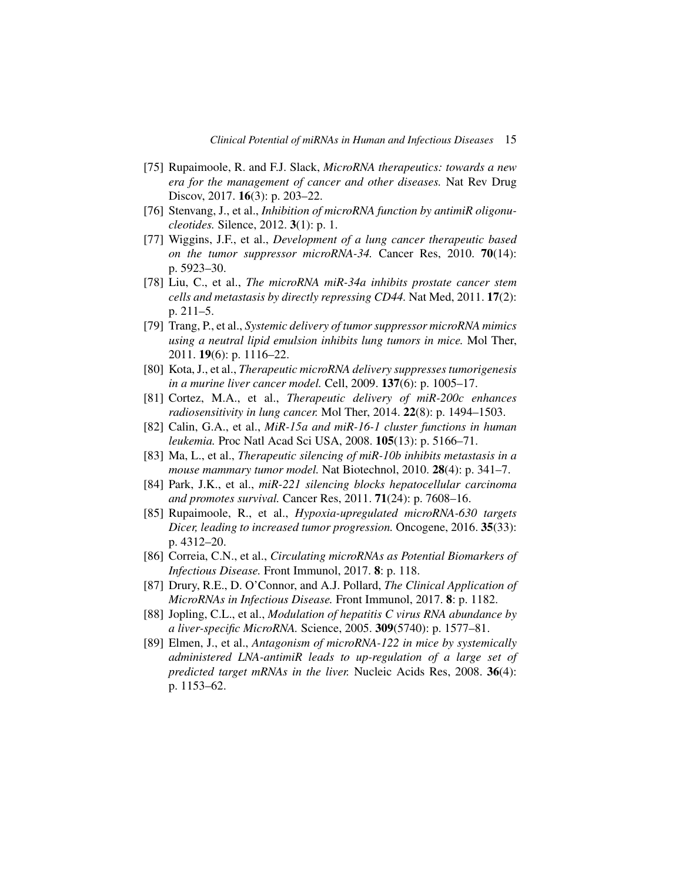[75] Rupaimoole, R. and F.J. Slack, *MicroRNA therapeutics: towards a new era for the management of cancer and other diseases.* Nat Rev Drug Discov, 2017. **16**(3): p. 203–22.

[76] Stenvang, J., et al., *Inhibition of microRNA function by antimiR oligonucleotides.* Silence, 2012. **3**(1): p. 1.

[77] Wiggins, J.F., et al., *Development of a lung cancer therapeutic based on the tumor suppressor microRNA-34.* Cancer Res, 2010. **70**(14): p. 5923–30.

[78] Liu, C., et al., *The microRNA miR-34a inhibits prostate cancer stem cells and metastasis by directly repressing CD44.* Nat Med, 2011. **17**(2): p. 211–5.

[79] Trang, P., et al., *Systemic delivery of tumor suppressor microRNA mimics using a neutral lipid emulsion inhibits lung tumors in mice.* Mol Ther, 2011. **19**(6): p. 1116–22.

[80] Kota, J., et al., *Therapeutic microRNA delivery suppresses tumorigenesis in a murine liver cancer model.* Cell, 2009. **137**(6): p. 1005–17.

[81] Cortez, M.A., et al., *Therapeutic delivery of miR-200c enhances radiosensitivity in lung cancer.* Mol Ther, 2014. **22**(8): p. 1494–1503.

[82] Calin, G.A., et al., *MiR-15a and miR-16-1 cluster functions in human leukemia.* Proc Natl Acad Sci USA, 2008. **105**(13): p. 5166–71.

[83] Ma, L., et al., *Therapeutic silencing of miR-10b inhibits metastasis in a mouse mammary tumor model.* Nat Biotechnol, 2010. **28**(4): p. 341–7.

[84] Park, J.K., et al., *miR-221 silencing blocks hepatocellular carcinoma and promotes survival.* Cancer Res, 2011. **71**(24): p. 7608–16.

[85] Rupaimoole, R., et al., *Hypoxia-upregulated microRNA-630 targets Dicer, leading to increased tumor progression.* Oncogene, 2016. **35**(33): p. 4312–20.

[86] Correia, C.N., et al., *Circulating microRNAs as Potential Biomarkers of Infectious Disease.* Front Immunol, 2017. **8**: p. 118.

[87] Drury, R.E., D. O'Connor, and A.J. Pollard, *The Clinical Application of MicroRNAs in Infectious Disease.* Front Immunol, 2017. **8**: p. 1182.

[88] Jopling, C.L., et al., *Modulation of hepatitis C virus RNA abundance by a liver-specific MicroRNA.* Science, 2005. **309**(5740): p. 1577–81.

[89] Elmen, J., et al., *Antagonism of microRNA-122 in mice by systemically administered LNA-antimiR leads to up-regulation of a large set of predicted target mRNAs in the liver.* Nucleic Acids Res, 2008. **36**(4): p. 1153–62.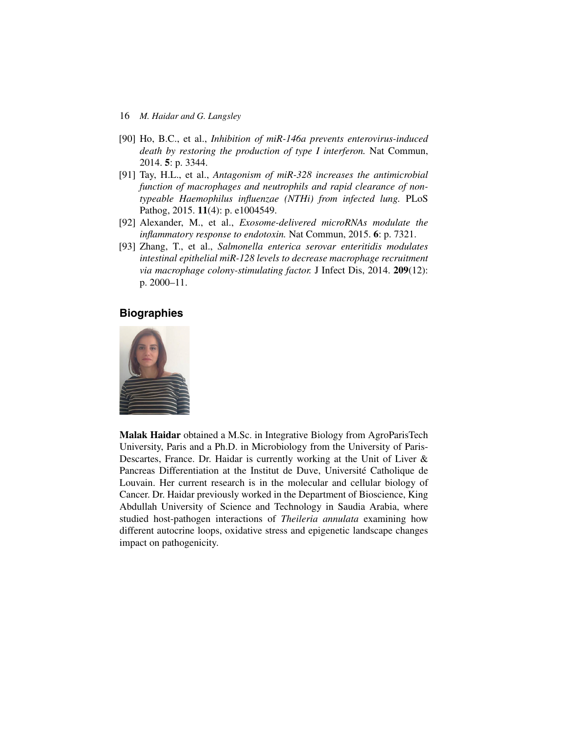[90] Ho, B.C., et al., *Inhibition of miR-146a prevents enterovirus-induced death by restoring the production of type I interferon.* Nat Commun, 2014. **5**: p. 3344.

[91] Tay, H.L., et al., *Antagonism of miR-328 increases the antimicrobial function of macrophages and neutrophils and rapid clearance of non-typeable Haemophilus influenzae (NTHi) from infected lung.* PLoS Pathog, 2015. **11**(4): p. e1004549.

[92] Alexander, M., et al., *Exosome-delivered microRNAs modulate the inflammatory response to endotoxin.* Nat Commun, 2015. **6**: p. 7321.

[93] Zhang, T., et al., *Salmonella enterica serovar enteritidis modulates intestinal epithelial miR-128 levels to decrease macrophage recruitment via macrophage colony-stimulating factor.* J Infect Dis, 2014. **209**(12): p. 2000–11.

## Biographies

**Malak Haidar** obtained a M.Sc. in Integrative Biology from AgroParisTech University, Paris and a Ph.D. in Microbiology from the University of Paris-Descartes, France. Dr. Haidar is currently working at the Unit of Liver & Pancreas Differentiation at the Institut de Duve, Université Catholique de Louvain. Her current research is in the molecular and cellular biology of Cancer. Dr. Haidar previously worked in the Department of Bioscience, King Abdullah University of Science and Technology in Saudia Arabia, where studied host-pathogen interactions of *Theileria annulata* examining how different autocrine loops, oxidative stress and epigenetic landscape changes impact on pathogenicity.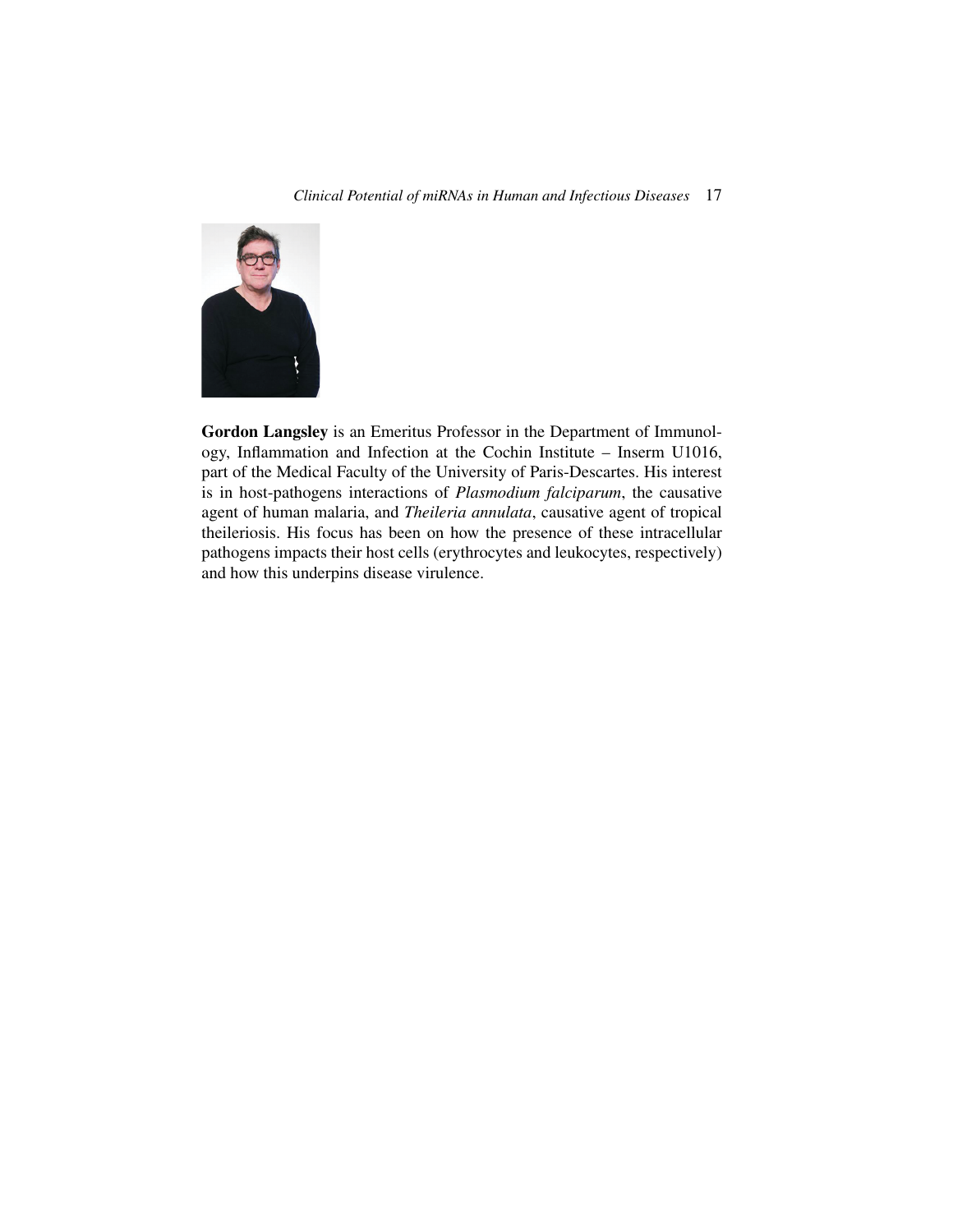**Gordon Langsley** is an Emeritus Professor in the Department of Immunology, Inflammation and Infection at the Cochin Institute – Inserm U1016, part of the Medical Faculty of the University of Paris-Descartes. His interest is in host-pathogens interactions of *Plasmodium falciparum*, the causative agent of human malaria, and *Theileria annulata*, causative agent of tropical theileriosis. His focus has been on how the presence of these intracellular pathogens impacts their host cells (erythrocytes and leukocytes, respectively) and how this underpins disease virulence.